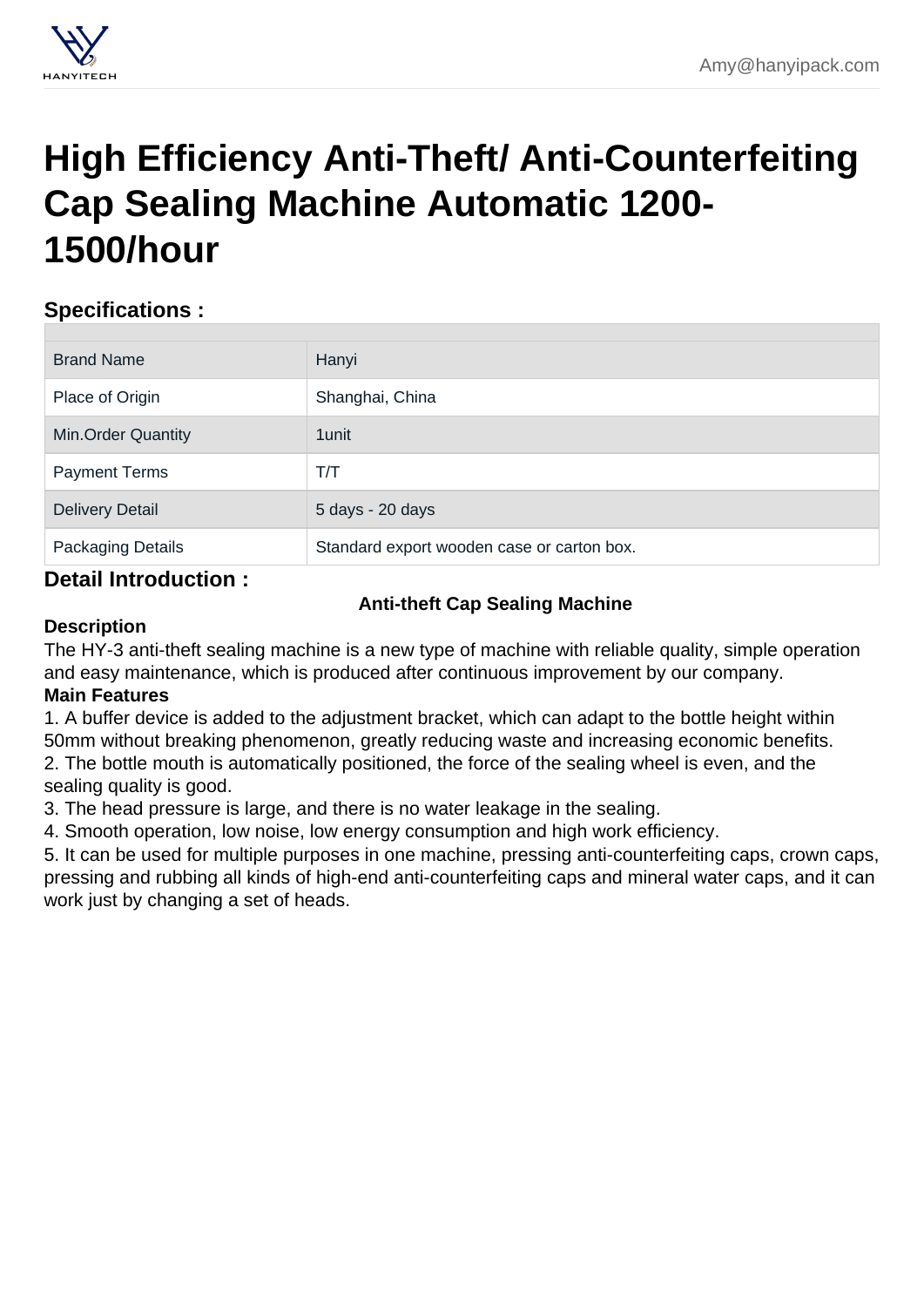# High Efficiency Anti-Theft/ Anti-Counterfeiting Cap Sealing Machine Automatic 1200-1500/hour

## Specifications :

| | |
|---|---|
| Brand Name | Hanyi |
| Place of Origin | Shanghai, China |
| Min.Order Quantity | 1unit |
| Payment Terms | T/T |
| Delivery Detail | 5 days - 20 days |
| Packaging Details | Standard export wooden case or carton box. |

## Detail Introduction :

**Anti-theft Cap Sealing Machine**

**Description**

The HY-3 anti-theft sealing machine is a new type of machine with reliable quality, simple operation and easy maintenance, which is produced after continuous improvement by our company.

**Main Features**

1. A buffer device is added to the adjustment bracket, which can adapt to the bottle height within 50mm without breaking phenomenon, greatly reducing waste and increasing economic benefits.
2. The bottle mouth is automatically positioned, the force of the sealing wheel is even, and the sealing quality is good.
3. The head pressure is large, and there is no water leakage in the sealing.
4. Smooth operation, low noise, low energy consumption and high work efficiency.
5. It can be used for multiple purposes in one machine, pressing anti-counterfeiting caps, crown caps, pressing and rubbing all kinds of high-end anti-counterfeiting caps and mineral water caps, and it can work just by changing a set of heads.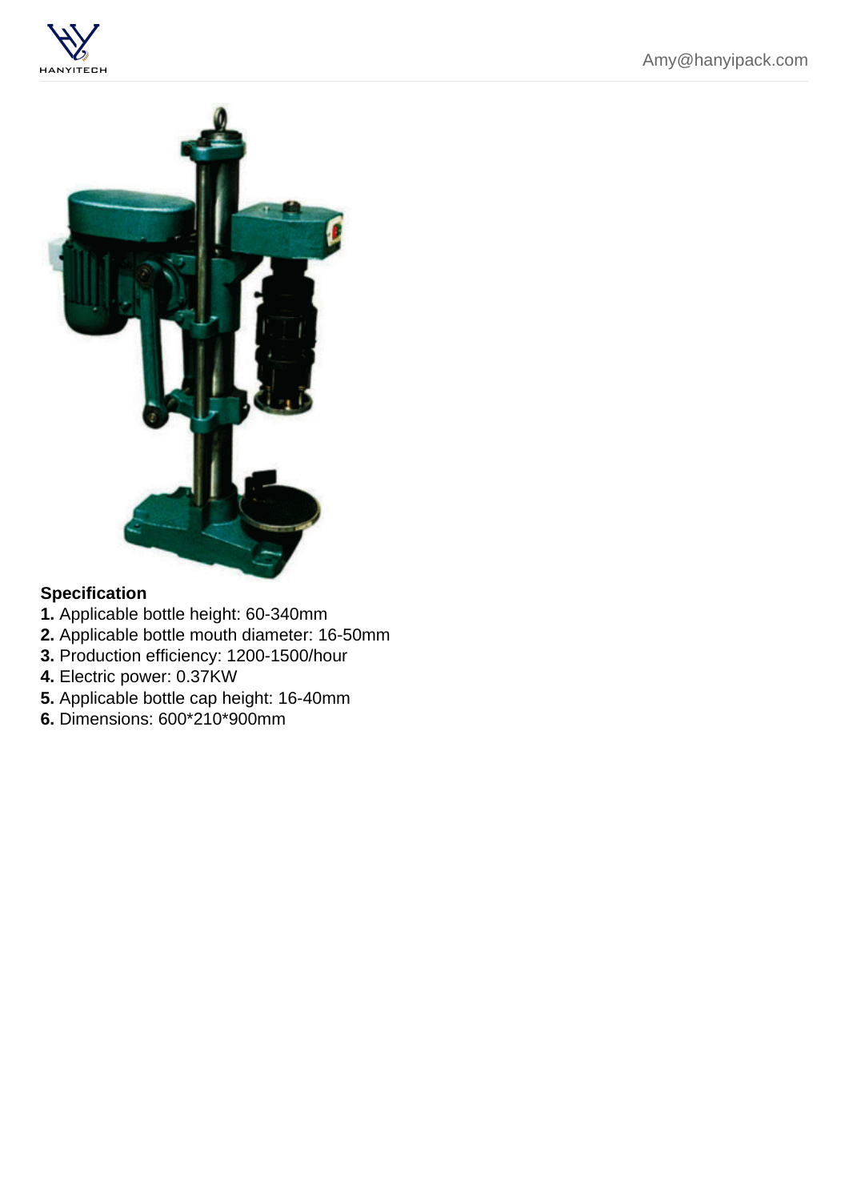**Specification**

1. Applicable bottle height: 60-340mm
2. Applicable bottle mouth diameter: 16-50mm
3. Production efficiency: 1200-1500/hour
4. Electric power: 0.37KW
5. Applicable bottle cap height: 16-40mm
6. Dimensions: 600*210*900mm